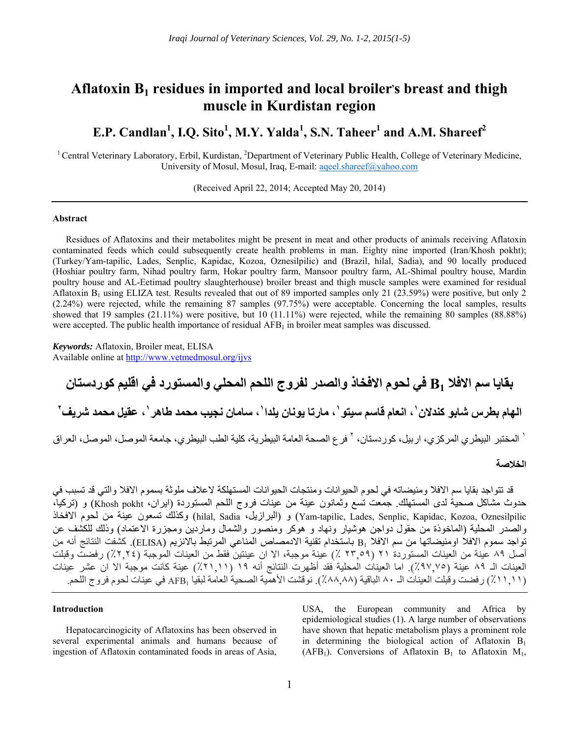# Aflatoxin $B_1$ residues in imported and local broiler's breast and thigh muscle in Kurdistan region

**E.P. Candlan[1], I.Q. Sito[1], M.Y. Yalda[1], S.N. Taheer[1] and A.M. Shareef[2]**

[1] Central Veterinary Laboratory, Erbil, Kurdistan, [2]Department of Veterinary Public Health, College of Veterinary Medicine, University of Mosul, Mosul, Iraq, E-mail: aqeel.shareef@yahoo.com

(Received April 22, 2014; Accepted May 20, 2014)

---

### Abstract

Residues of Aflatoxins and their metabolites might be present in meat and other products of animals receiving Aflatoxin contaminated feeds which could subsequently create health problems in man. Eighty nine imported (Iran/Khosh pokht); (Turkey/Yam-tapilic, Lades, Senplic, Kapidac, Kozoa, Oznesilpilic) and (Brazil, hilal, Sadia), and 90 locally produced (Hoshiar poultry farm, Nihad poultry farm, Hokar poultry farm, Mansoor poultry farm, AL-Shimal poultry house, Mardin poultry house and AL-Eetimad poultry slaughterhouse) broiler breast and thigh muscle samples were examined for residual Aflatoxin $B_1$ using ELIZA test. Results revealed that out of 89 imported samples only 21 (23.59%) were positive, but only 2 (2.24%) were rejected, while the remaining 87 samples (97.75%) were acceptable. Concerning the local samples, results showed that 19 samples (21.11%) were positive, but 10 (11.11%) were rejected, while the remaining 80 samples (88.88%) were accepted. The public health importance of residual $AFB_1$ in broiler meat samples was discussed.

***Keywords:*** Aflatoxin, Broiler meat, ELISA
Available online at http://www.vetmedmosul.org/ijvs

# بقايا سم الافلا $B_1$ في لحوم الافخاذ والصدر لفروج اللحم المحلي والمستورد في اقليم كوردستان

**الهام بطرس شابو كندلان[1]، انعام قاسم سيتو[1]، مارتا يونان يلدا[1]، سامان نجيب محمد طاهر[1]، عقيل محمد شريف[2]**

[1] المختبر البيطري المركزي، اربيل، كوردستان، [2] فرع الصحة العامة البيطرية، كلية الطب البيطري، جامعة الموصل، الموصل، العراق

### الخلاصة

قد تتواجد بقايا سم الافلا ومئيضاته في لحوم الحيوانات ومنتجات الحيوانات المستهلكة لاعلاف ملوثة بسموم الافلا والتي قد تسبب في حدوث مشاكل صحية لدى المستهلك. جمعت تسع وثمانون عينة من عينات فروج اللحم المستوردة (ايران، Khosh pokht) و (تركيا، Yam-tapilic, Lades, Senplic, Kapidac, Kozoa, Oznesilpilic) و (البرازيل، hilal, Sadia) وكذلك تسعون عينة من لحوم الافخاذ والصدر المحلية (الماخوذة من حقول دواجن هوشيار ونهاد و هوكر ومنصور والشمال وماردين ومجزرة الاعتماد) وذلك للكشف عن تواجد سموم الافلا اومئيضاتها من سم الافلا $B_1$ باستخدام تقنية الادمصاص المناعي المرتبط بالانزيم (ELISA). كشفت النتائج أنه من أصل ٨٩ عينة من العينات المستوردة ٢١ (٢٣,٥٩ ٪) عينة موجبة، الا ان عينتين فقط من العينات الموجبة (٢,٢٤٪) رفضت وقبلت العينات الـ ٨٩ عينة (٩٧,٧٥٪). اما العينات المحلية فقد أظهرت النتائج أنه ١٩ (٢١,١١٪) عينة كانت موجبة الا ان عشر عينات (١١,١١٪) رفضت وقبلت العينات الـ ٨٠ الباقية (٨٨,٨٨٪). نوقشت الأهمية الصحية العامة لبقايا $AFB_1$ في عينات لحوم فروج اللحم.

---

### Introduction

Hepatocarcinogicity of Aflatoxins has been observed in several experimental animals and humans because of ingestion of Aflatoxin contaminated foods in areas of Asia, USA, the European community and Africa by epidemiological studies (1). A large number of observations have shown that hepatic metabolism plays a prominent role in determining the biological action of Aflatoxin $B_1$ ($AFB_1$). Conversions of Aflatoxin $B_1$ to Aflatoxin $M_1$,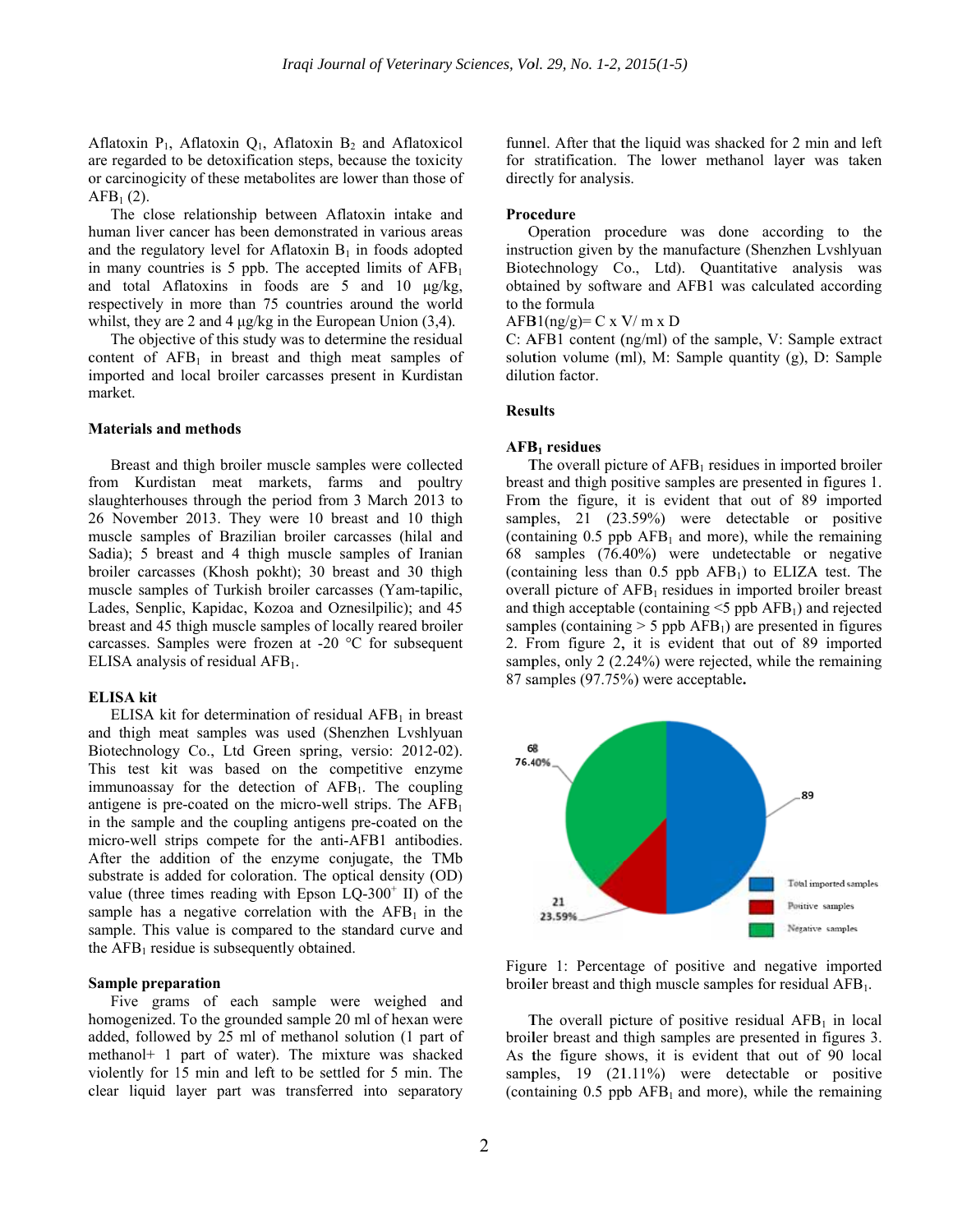Aflatoxin $P_1$, Aflatoxin $Q_1$, Aflatoxin $B_2$ and Aflatoxicol are regarded to be detoxification steps, because the toxicity or carcinogicity of these metabolites are lower than those of $AFB_1$ (2).

The close relationship between Aflatoxin intake and human liver cancer has been demonstrated in various areas and the regulatory level for Aflatoxin $B_1$ in foods adopted in many countries is 5 ppb. The accepted limits of $AFB_1$ and total Aflatoxins in foods are 5 and 10 μg/kg, respectively in more than 75 countries around the world whilst, they are 2 and 4 μg/kg in the European Union (3,4).

The objective of this study was to determine the residual content of $AFB_1$ in breast and thigh meat samples of imported and local broiler carcasses present in Kurdistan market.

## Materials and methods

Breast and thigh broiler muscle samples were collected from Kurdistan meat markets, farms and poultry slaughterhouses through the period from 3 March 2013 to 26 November 2013. They were 10 breast and 10 thigh muscle samples of Brazilian broiler carcasses (hilal and Sadia); 5 breast and 4 thigh muscle samples of Iranian broiler carcasses (Khosh pokht); 30 breast and 30 thigh muscle samples of Turkish broiler carcasses (Yam-tapilic, Lades, Senplic, Kapidac, Kozoa and Oznesilpilic); and 45 breast and 45 thigh muscle samples of locally reared broiler carcasses. Samples were frozen at -20 °C for subsequent ELISA analysis of residual $AFB_1$.

### ELISA kit

ELISA kit for determination of residual $AFB_1$ in breast and thigh meat samples was used (Shenzhen Lvshlyuan Biotechnology Co., Ltd Green spring, versio: 2012-02). This test kit was based on the competitive enzyme immunoassay for the detection of $AFB_1$. The coupling antigene is pre-coated on the micro-well strips. The $AFB_1$ in the sample and the coupling antigens pre-coated on the micro-well strips compete for the anti-AFB1 antibodies. After the addition of the enzyme conjugate, the TMb substrate is added for coloration. The optical density (OD) value (three times reading with Epson LQ-300$^+$ II) of the sample has a negative correlation with the $AFB_1$ in the sample. This value is compared to the standard curve and the $AFB_1$ residue is subsequently obtained.

### Sample preparation

Five grams of each sample were weighed and homogenized. To the grounded sample 20 ml of hexan were added, followed by 25 ml of methanol solution (1 part of methanol+ 1 part of water). The mixture was shacked violently for 15 min and left to be settled for 5 min. The clear liquid layer part was transferred into separatory funnel. After that the liquid was shacked for 2 min and left for stratification. The lower methanol layer was taken directly for analysis.

### Procedure

Operation procedure was done according to the instruction given by the manufacture (Shenzhen Lvshlyuan Biotechnology Co., Ltd). Quantitative analysis was obtained by software and AFB1 was calculated according to the formula

$AFB1(ng/g) = C \times V / m \times D$

C: AFB1 content (ng/ml) of the sample, V: Sample extract solution volume (ml), M: Sample quantity (g), D: Sample dilution factor.

## Results

### $AFB_1$ residues

The overall picture of $AFB_1$ residues in imported broiler breast and thigh positive samples are presented in figures 1. From the figure, it is evident that out of 89 imported samples, 21 (23.59%) were detectable or positive (containing 0.5 ppb $AFB_1$ and more), while the remaining 68 samples (76.40%) were undetectable or negative (containing less than 0.5 ppb $AFB_1$) to ELIZA test. The overall picture of $AFB_1$ residues in imported broiler breast and thigh acceptable (containing <5 ppb $AFB_1$) and rejected samples (containing > 5 ppb $AFB_1$) are presented in figures 2. From figure 2, it is evident that out of 89 imported samples, only 2 (2.24%) were rejected, while the remaining 87 samples (97.75%) were acceptable.

Figure 1: Percentage of positive and negative imported broiler breast and thigh muscle samples for residual $AFB_1$.

The overall picture of positive residual $AFB_1$ in local broiler breast and thigh samples are presented in figures 3. As the figure shows, it is evident that out of 90 local samples, 19 (21.11%) were detectable or positive (containing 0.5 ppb $AFB_1$ and more), while the remaining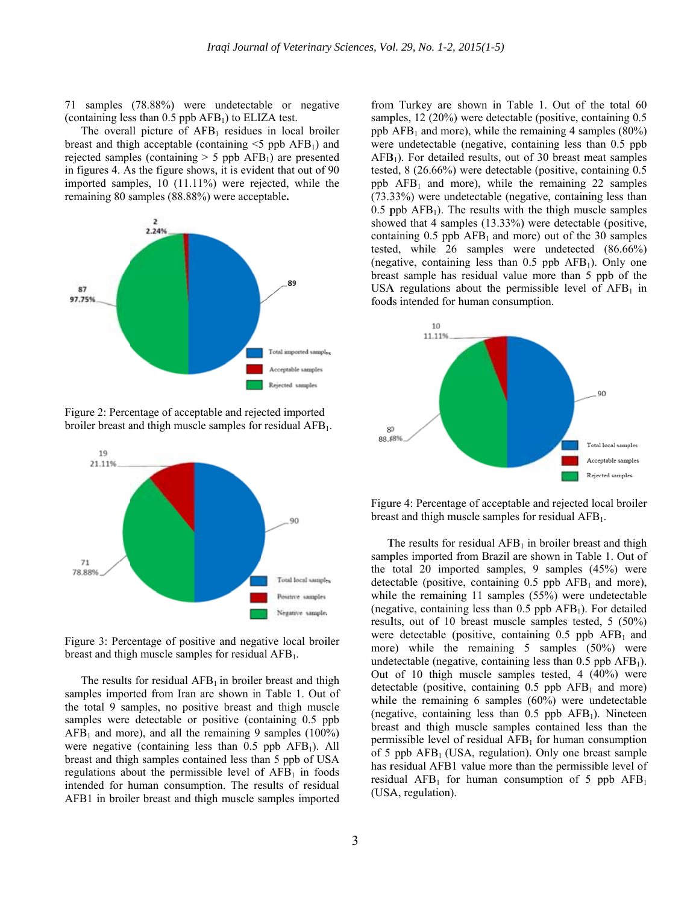71 samples (78.88%) were undetectable or negative (containing less than 0.5 ppb $AFB_1$) to ELIZA test.

The overall picture of $AFB_1$ residues in local broiler breast and thigh acceptable (containing <5 ppb $AFB_1$) and rejected samples (containing > 5 ppb $AFB_1$) are presented in figures 4. As the figure shows, it is evident that out of 90 imported samples, 10 (11.11%) were rejected, while the remaining 80 samples (88.88%) were acceptable**.**

Figure 2: Percentage of acceptable and rejected imported broiler breast and thigh muscle samples for residual $AFB_1$.

Figure 3: Percentage of positive and negative local broiler breast and thigh muscle samples for residual $AFB_1$.

The results for residual $AFB_1$ in broiler breast and thigh samples imported from Iran are shown in Table 1. Out of the total 9 samples, no positive breast and thigh muscle samples were detectable or positive (containing 0.5 ppb $AFB_1$ and more), and all the remaining 9 samples (100%) were negative (containing less than 0.5 ppb $AFB_1$). All breast and thigh samples contained less than 5 ppb of USA regulations about the permissible level of $AFB_1$ in foods intended for human consumption. The results of residual AFB1 in broiler breast and thigh muscle samples imported from Turkey are shown in Table 1. Out of the total 60 samples, 12 (20%) were detectable (positive, containing 0.5 ppb $AFB_1$ and more), while the remaining 4 samples (80%) were undetectable (negative, containing less than 0.5 ppb $AFB_1$). For detailed results, out of 30 breast meat samples tested, 8 (26.66%) were detectable (positive, containing 0.5 ppb $AFB_1$ and more), while the remaining 22 samples (73.33%) were undetectable (negative, containing less than 0.5 ppb $AFB_1$). The results with the thigh muscle samples showed that 4 samples (13.33%) were detectable (positive, containing 0.5 ppb $AFB_1$ and more) out of the 30 samples tested, while 26 samples were undetected (86.66%) (negative, containing less than 0.5 ppb $AFB_1$). Only one breast sample has residual value more than 5 ppb of the USA regulations about the permissible level of $AFB_1$ in foods intended for human consumption.

Figure 4: Percentage of acceptable and rejected local broiler breast and thigh muscle samples for residual $AFB_1$.

The results for residual $AFB_1$ in broiler breast and thigh samples imported from Brazil are shown in Table 1. Out of the total 20 imported samples, 9 samples (45%) were detectable (positive, containing 0.5 ppb $AFB_1$ and more), while the remaining 11 samples (55%) were undetectable (negative, containing less than 0.5 ppb $AFB_1$). For detailed results, out of 10 breast muscle samples tested, 5 (50%) were detectable (positive, containing 0.5 ppb $AFB_1$ and more) while the remaining 5 samples (50%) were undetectable (negative, containing less than 0.5 ppb $AFB_1$). Out of 10 thigh muscle samples tested, 4 (40%) were detectable (positive, containing 0.5 ppb $AFB_1$ and more) while the remaining 6 samples (60%) were undetectable (negative, containing less than 0.5 ppb $AFB_1$). Nineteen breast and thigh muscle samples contained less than the permissible level of residual $AFB_1$ for human consumption of 5 ppb $AFB_1$ (USA, regulation). Only one breast sample has residual AFB1 value more than the permissible level of residual $AFB_1$ for human consumption of 5 ppb $AFB_1$ (USA, regulation).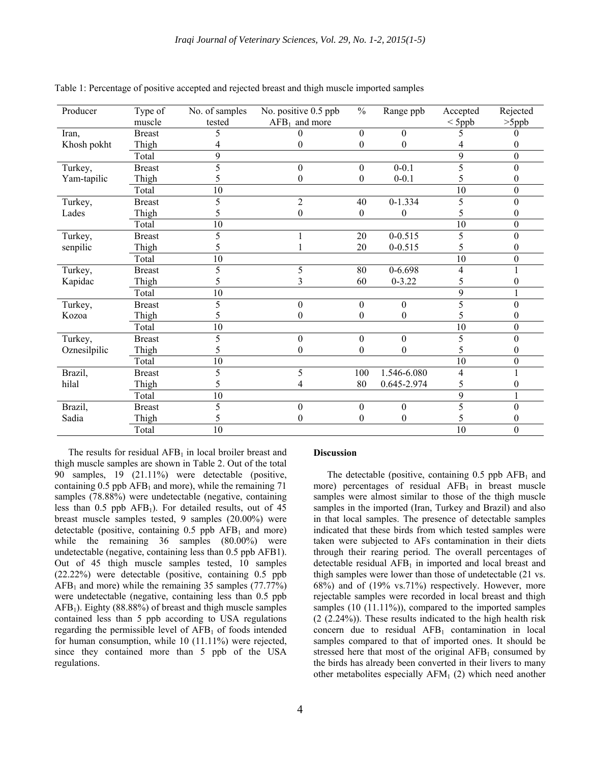Table 1: Percentage of positive accepted and rejected breast and thigh muscle imported samples

| Producer | Type of muscle | No. of samples tested | No. positive 0.5 ppb $AFB_1$ and more | % | Range ppb | Accepted < 5ppb | Rejected >5ppb |
|---|---|---|---|---|---|---|---|
| Iran, Khosh pokht | Breast | 5 | 0 | 0 | 0 | 5 | 0 |
| | Thigh | 4 | 0 | 0 | 0 | 4 | 0 |
| | Total | 9 | | | | 9 | 0 |
| Turkey, Yam-tapilic | Breast | 5 | 0 | 0 | 0-0.1 | 5 | 0 |
| | Thigh | 5 | 0 | 0 | 0-0.1 | 5 | 0 |
| | Total | 10 | | | | 10 | 0 |
| Turkey, Lades | Breast | 5 | 2 | 40 | 0-1.334 | 5 | 0 |
| | Thigh | 5 | 0 | 0 | 0 | 5 | 0 |
| | Total | 10 | | | | 10 | 0 |
| Turkey, senpilic | Breast | 5 | 1 | 20 | 0-0.515 | 5 | 0 |
| | Thigh | 5 | 1 | 20 | 0-0.515 | 5 | 0 |
| | Total | 10 | | | | 10 | 0 |
| Turkey, Kapidac | Breast | 5 | 5 | 80 | 0-6.698 | 4 | 1 |
| | Thigh | 5 | 3 | 60 | 0-3.22 | 5 | 0 |
| | Total | 10 | | | | 9 | 1 |
| Turkey, Kozoa | Breast | 5 | 0 | 0 | 0 | 5 | 0 |
| | Thigh | 5 | 0 | 0 | 0 | 5 | 0 |
| | Total | 10 | | | | 10 | 0 |
| Turkey, Oznesilpilic | Breast | 5 | 0 | 0 | 0 | 5 | 0 |
| | Thigh | 5 | 0 | 0 | 0 | 5 | 0 |
| | Total | 10 | | | | 10 | 0 |
| Brazil, hilal | Breast | 5 | 5 | 100 | 1.546-6.080 | 4 | 1 |
| | Thigh | 5 | 4 | 80 | 0.645-2.974 | 5 | 0 |
| | Total | 10 | | | | 9 | 1 |
| Brazil, Sadia | Breast | 5 | 0 | 0 | 0 | 5 | 0 |
| | Thigh | 5 | 0 | 0 | 0 | 5 | 0 |
| | Total | 10 | | | | 10 | 0 |

The results for residual $AFB_1$ in local broiler breast and thigh muscle samples are shown in Table 2. Out of the total 90 samples, 19 (21.11%) were detectable (positive, containing 0.5 ppb $AFB_1$ and more), while the remaining 71 samples (78.88%) were undetectable (negative, containing less than 0.5 ppb $AFB_1$). For detailed results, out of 45 breast muscle samples tested, 9 samples (20.00%) were detectable (positive, containing 0.5 ppb $AFB_1$ and more) while the remaining 36 samples (80.00%) were undetectable (negative, containing less than 0.5 ppb AFB1). Out of 45 thigh muscle samples tested, 10 samples (22.22%) were detectable (positive, containing 0.5 ppb $AFB_1$ and more) while the remaining 35 samples (77.77%) were undetectable (negative, containing less than 0.5 ppb $AFB_1$). Eighty (88.88%) of breast and thigh muscle samples contained less than 5 ppb according to USA regulations regarding the permissible level of $AFB_1$ of foods intended for human consumption, while 10 (11.11%) were rejected, since they contained more than 5 ppb of the USA regulations.

## Discussion

The detectable (positive, containing 0.5 ppb $AFB_1$ and more) percentages of residual $AFB_1$ in breast muscle samples were almost similar to those of the thigh muscle samples in the imported (Iran, Turkey and Brazil) and also in that local samples. The presence of detectable samples indicated that these birds from which tested samples were taken were subjected to AFs contamination in their diets through their rearing period. The overall percentages of detectable residual $AFB_1$ in imported and local breast and thigh samples were lower than those of undetectable (21 vs. 68%) and of (19% vs.71%) respectively. However, more rejectable samples were recorded in local breast and thigh samples (10 (11.11%)), compared to the imported samples (2 (2.24%)). These results indicated to the high health risk concern due to residual $AFB_1$ contamination in local samples compared to that of imported ones. It should be stressed here that most of the original $AFB_1$ consumed by the birds has already been converted in their livers to many other metabolites especially $AFM_1$ (2) which need another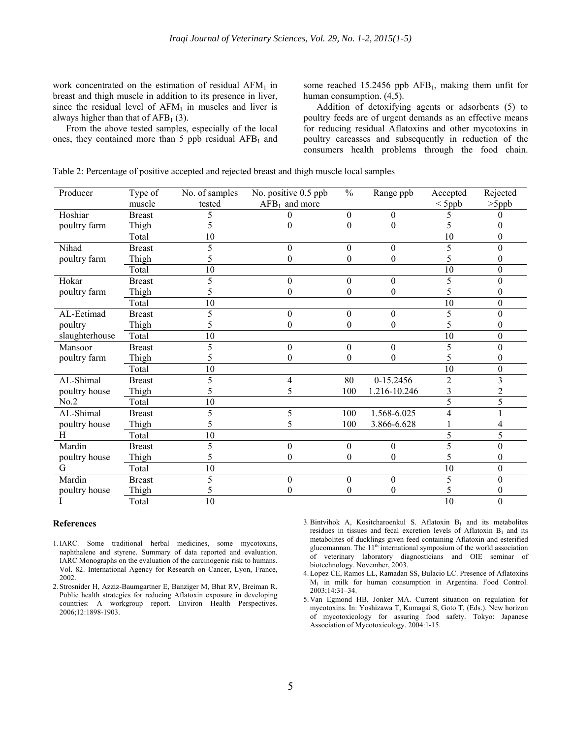work concentrated on the estimation of residual $AFM_1$ in breast and thigh muscle in addition to its presence in liver, since the residual level of $AFM_1$ in muscles and liver is always higher than that of $AFB_1$ (3).

From the above tested samples, especially of the local ones, they contained more than 5 ppb residual $AFB_1$ and some reached 15.2456 ppb $AFB_1$, making them unfit for human consumption. (4,5).

Addition of detoxifying agents or adsorbents (5) to poultry feeds are of urgent demands as an effective means for reducing residual Aflatoxins and other mycotoxins in poultry carcasses and subsequently in reduction of the consumers health problems through the food chain.

Table 2: Percentage of positive accepted and rejected breast and thigh muscle local samples

| Producer | Type of muscle | No. of samples tested | No. positive 0.5 ppb $AFB_1$ and more | % | Range ppb | Accepted < 5ppb | Rejected >5ppb |
|---|---|---|---|---|---|---|---|
| Hoshiar poultry farm | Breast | 5 | 0 | 0 | 0 | 5 | 0 |
| | Thigh | 5 | 0 | 0 | 0 | 5 | 0 |
| | Total | 10 | | | | 10 | 0 |
| Nihad poultry farm | Breast | 5 | 0 | 0 | 0 | 5 | 0 |
| | Thigh | 5 | 0 | 0 | 0 | 5 | 0 |
| | Total | 10 | | | | 10 | 0 |
| Hokar poultry farm | Breast | 5 | 0 | 0 | 0 | 5 | 0 |
| | Thigh | 5 | 0 | 0 | 0 | 5 | 0 |
| | Total | 10 | | | | 10 | 0 |
| AL-Eetimad poultry slaughterhouse | Breast | 5 | 0 | 0 | 0 | 5 | 0 |
| | Thigh | 5 | 0 | 0 | 0 | 5 | 0 |
| | Total | 10 | | | | 10 | 0 |
| Mansoor poultry farm | Breast | 5 | 0 | 0 | 0 | 5 | 0 |
| | Thigh | 5 | 0 | 0 | 0 | 5 | 0 |
| | Total | 10 | | | | 10 | 0 |
| AL-Shimal poultry house No.2 | Breast | 5 | 4 | 80 | 0-15.2456 | 2 | 3 |
| | Thigh | 5 | 5 | 100 | 1.216-10.246 | 3 | 2 |
| | Total | 10 | | | | 5 | 5 |
| AL-Shimal poultry house H | Breast | 5 | 5 | 100 | 1.568-6.025 | 4 | 1 |
| | Thigh | 5 | 5 | 100 | 3.866-6.628 | 1 | 4 |
| | Total | 10 | | | | 5 | 5 |
| Mardin poultry house G | Breast | 5 | 0 | 0 | 0 | 5 | 0 |
| | Thigh | 5 | 0 | 0 | 0 | 5 | 0 |
| | Total | 10 | | | | 10 | 0 |
| Mardin poultry house I | Breast | 5 | 0 | 0 | 0 | 5 | 0 |
| | Thigh | 5 | 0 | 0 | 0 | 5 | 0 |
| | Total | 10 | | | | 10 | 0 |

## References

1. IARC. Some traditional herbal medicines, some mycotoxins, naphthalene and styrene. Summary of data reported and evaluation. IARC Monographs on the evaluation of the carcinogenic risk to humans. Vol. 82. International Agency for Research on Cancer, Lyon, France, 2002.
2. Strosnider H, Azziz-Baumgartner E, Banziger M, Bhat RV, Breiman R. Public health strategies for reducing Aflatoxin exposure in developing countries: A workgroup report. Environ Health Perspectives. 2006;12:1898-1903.
3. Bintvihok A, Kositcharoenkul S. Aflatoxin $B_1$ and its metabolites residues in tissues and fecal excretion levels of Aflatoxin $B_1$ and its metabolites of ducklings given feed containing Aflatoxin and esterified glucomannan. The 11th international symposium of the world association of veterinary laboratory diagnosticians and OIE seminar of biotechnology. November, 2003.
4. Lopez CE, Ramos LL, Ramadan SS, Bulacio LC. Presence of Aflatoxins $M_1$ in milk for human consumption in Argentina. Food Control. 2003;14:31–34.
5. Van Egmond HB, Jonker MA. Current situation on regulation for mycotoxins. In: Yoshizawa T, Kumagai S, Goto T, (Eds.). New horizon of mycotoxicology for assuring food safety. Tokyo: Japanese Association of Mycotoxicology. 2004:1-15.